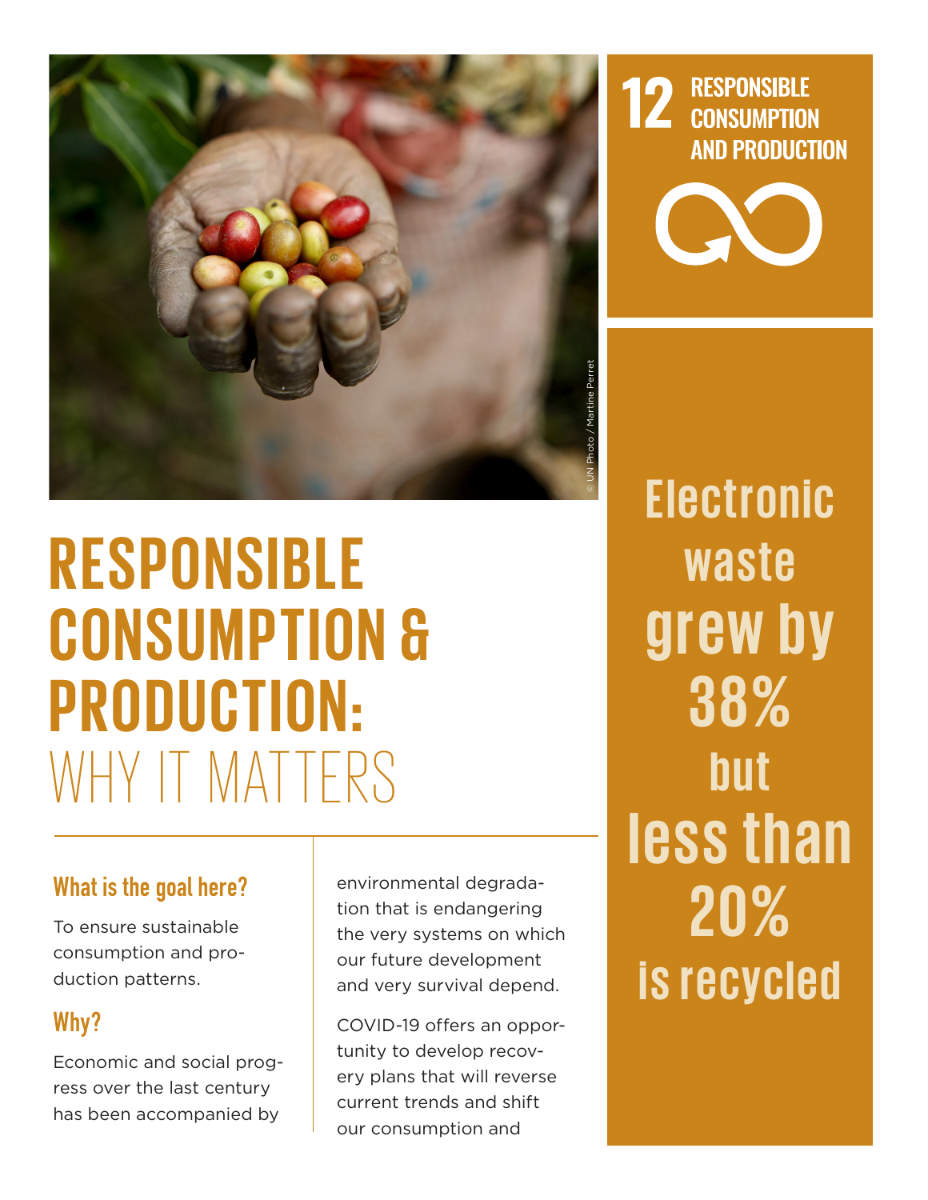# RESPONSIBLE CONSUMPTION & PRODUCTION: WHY IT MATTERS

12 RESPONSIBLE CONSUMPTION AND PRODUCTION

© UN Photo / Martine Perret

## What is the goal here?

To ensure sustainable consumption and production patterns.

## Why?

Economic and social progress over the last century has been accompanied by environmental degradation that is endangering the very systems on which our future development and very survival depend.

COVID-19 offers an opportunity to develop recovery plans that will reverse current trends and shift our consumption and

**Electronic waste grew by 38% but less than 20% is recycled**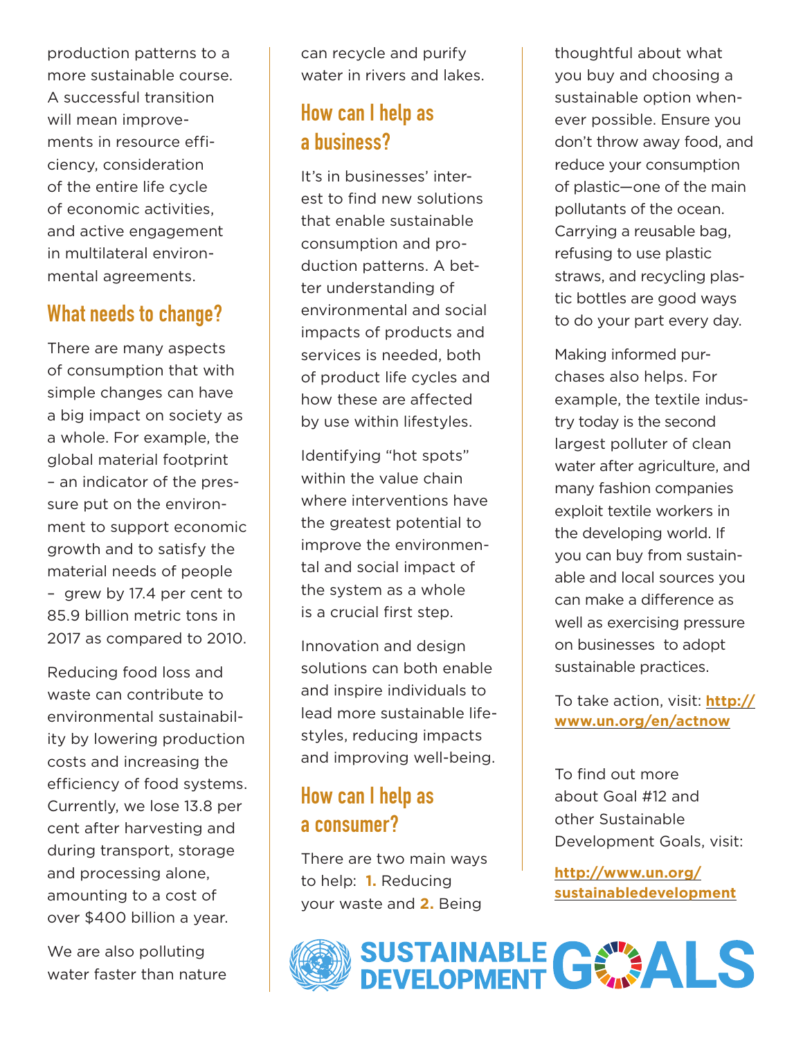production patterns to a more sustainable course. A successful transition will mean improvements in resource efficiency, consideration of the entire life cycle of economic activities, and active engagement in multilateral environmental agreements.

## What needs to change?

There are many aspects of consumption that with simple changes can have a big impact on society as a whole. For example, the global material footprint – an indicator of the pressure put on the environment to support economic growth and to satisfy the material needs of people – grew by 17.4 per cent to 85.9 billion metric tons in 2017 as compared to 2010.

Reducing food loss and waste can contribute to environmental sustainability by lowering production costs and increasing the efficiency of food systems. Currently, we lose 13.8 per cent after harvesting and during transport, storage and processing alone, amounting to a cost of over $400 billion a year.

We are also polluting water faster than nature can recycle and purify water in rivers and lakes.

## How can I help as a business?

It's in businesses' interest to find new solutions that enable sustainable consumption and production patterns. A better understanding of environmental and social impacts of products and services is needed, both of product life cycles and how these are affected by use within lifestyles.

Identifying "hot spots" within the value chain where interventions have the greatest potential to improve the environmental and social impact of the system as a whole is a crucial first step.

Innovation and design solutions can both enable and inspire individuals to lead more sustainable lifestyles, reducing impacts and improving well-being.

## How can I help as a consumer?

There are two main ways to help: **1.** Reducing your waste and **2.** Being thoughtful about what you buy and choosing a sustainable option whenever possible. Ensure you don't throw away food, and reduce your consumption of plastic—one of the main pollutants of the ocean. Carrying a reusable bag, refusing to use plastic straws, and recycling plastic bottles are good ways to do your part every day.

Making informed purchases also helps. For example, the textile industry today is the second largest polluter of clean water after agriculture, and many fashion companies exploit textile workers in the developing world. If you can buy from sustainable and local sources you can make a difference as well as exercising pressure on businesses to adopt sustainable practices.

To take action, visit: **http://www.un.org/en/actnow**

To find out more about Goal #12 and other Sustainable Development Goals, visit:

**http://www.un.org/sustainabledevelopment**

SUSTAINABLE DEVELOPMENT GOALS